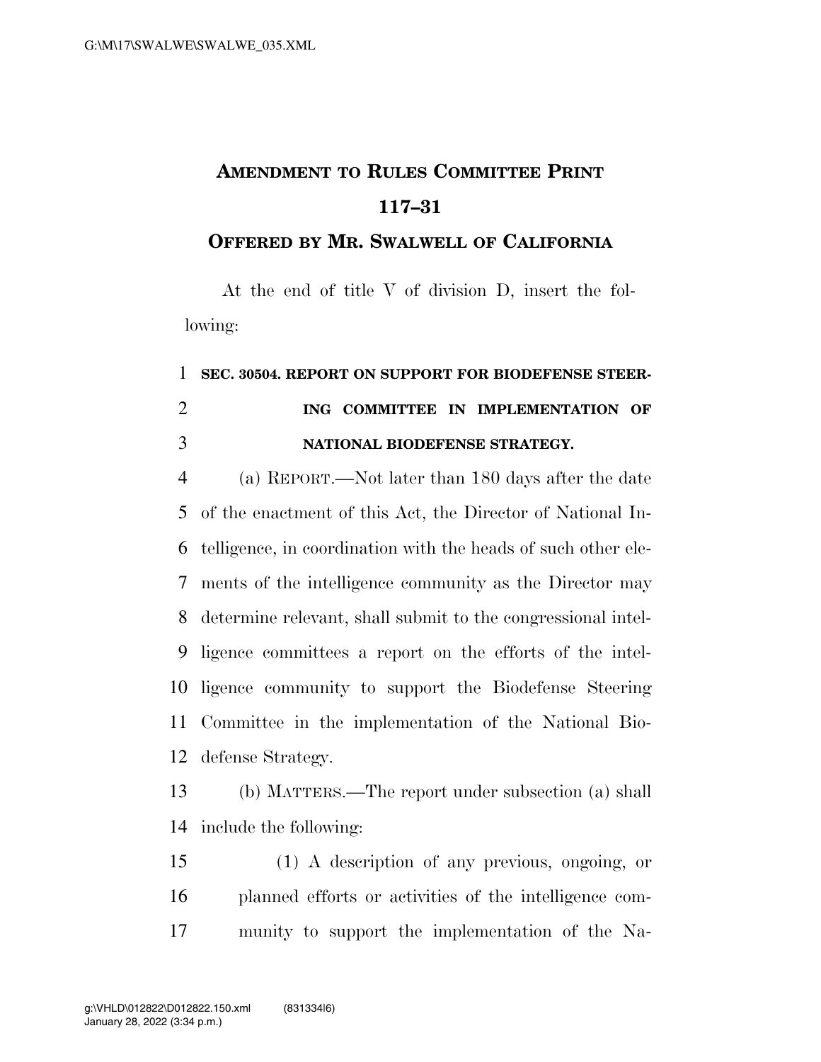# AMENDMENT TO RULES COMMITTEE PRINT 117–31

## OFFERED BY MR. SWALWELL OF CALIFORNIA

At the end of title V of division D, insert the following:

**SEC. 30504. REPORT ON SUPPORT FOR BIODEFENSE STEERING COMMITTEE IN IMPLEMENTATION OF NATIONAL BIODEFENSE STRATEGY.**

(a) REPORT.—Not later than 180 days after the date of the enactment of this Act, the Director of National Intelligence, in coordination with the heads of such other elements of the intelligence community as the Director may determine relevant, shall submit to the congressional intelligence committees a report on the efforts of the intelligence community to support the Biodefense Steering Committee in the implementation of the National Biodefense Strategy.

(b) MATTERS.—The report under subsection (a) shall include the following:

(1) A description of any previous, ongoing, or planned efforts or activities of the intelligence community to support the implementation of the Na-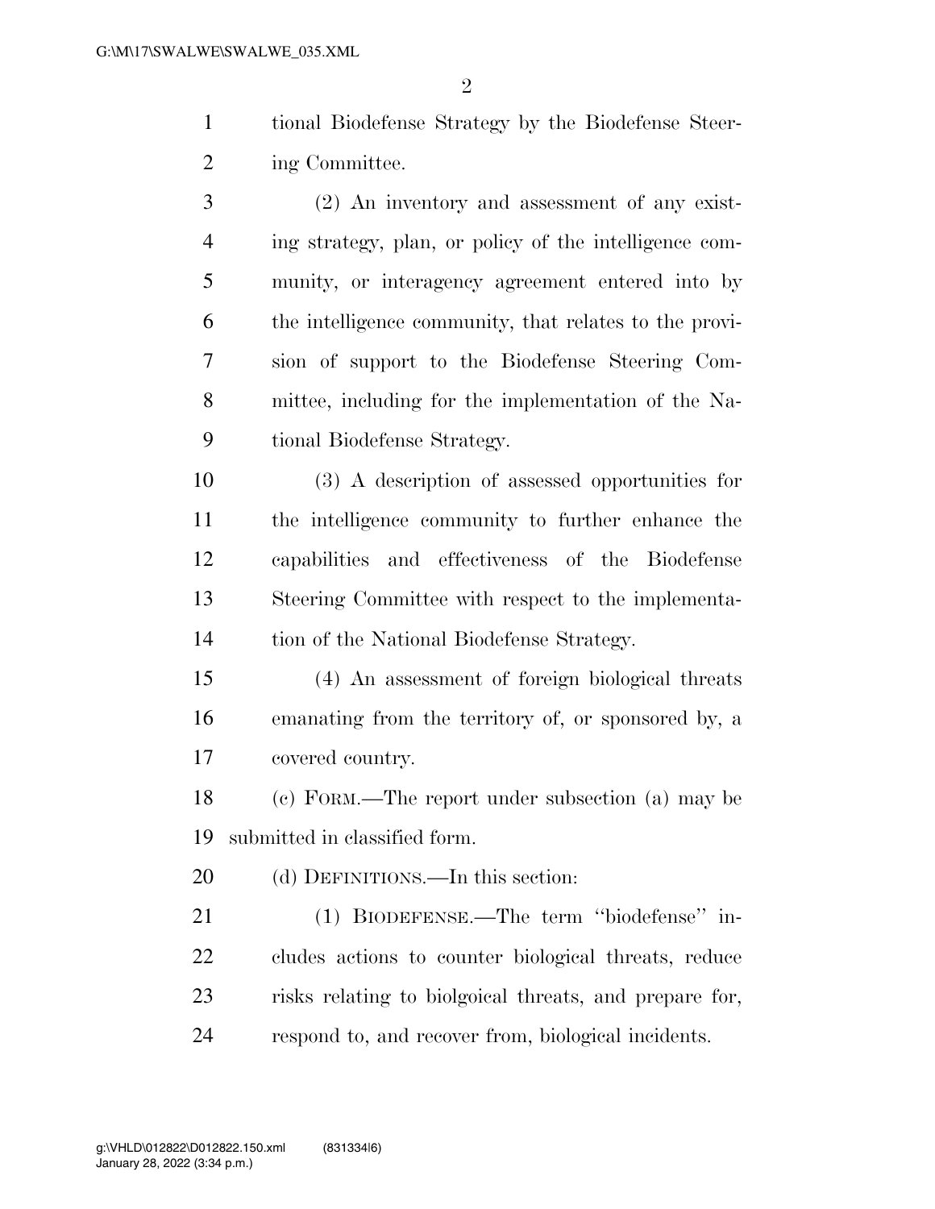tional Biodefense Strategy by the Biodefense Steering Committee.

(2) An inventory and assessment of any existing strategy, plan, or policy of the intelligence community, or interagency agreement entered into by the intelligence community, that relates to the provision of support to the Biodefense Steering Committee, including for the implementation of the National Biodefense Strategy.

(3) A description of assessed opportunities for the intelligence community to further enhance the capabilities and effectiveness of the Biodefense Steering Committee with respect to the implementation of the National Biodefense Strategy.

(4) An assessment of foreign biological threats emanating from the territory of, or sponsored by, a covered country.

(c) FORM.—The report under subsection (a) may be submitted in classified form.

(d) DEFINITIONS.—In this section:

(1) BIODEFENSE.—The term ''biodefense'' includes actions to counter biological threats, reduce risks relating to biolgoical threats, and prepare for, respond to, and recover from, biological incidents.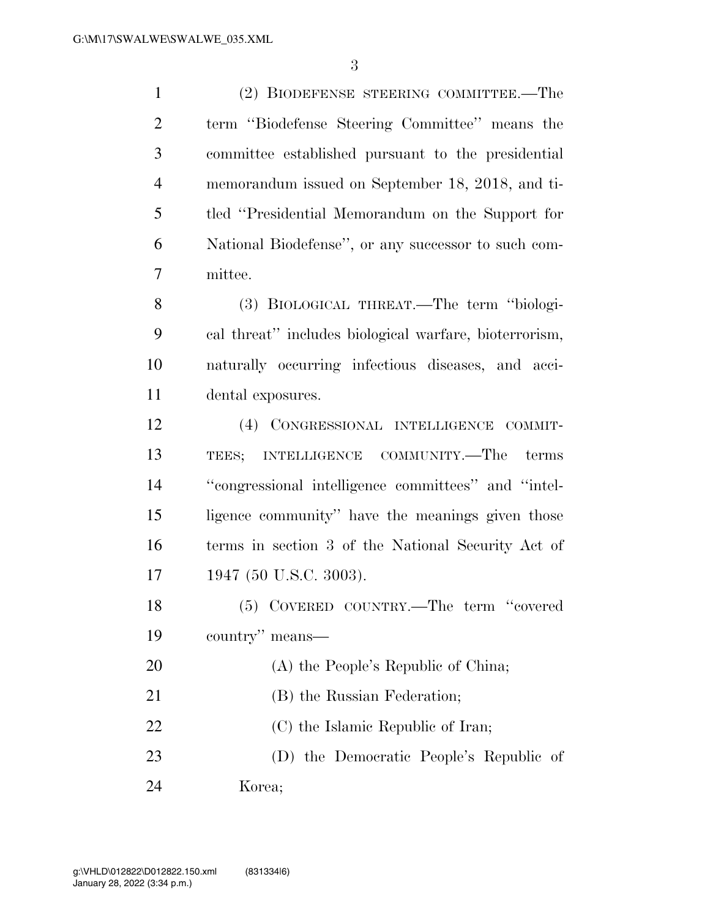(2) BIODEFENSE STEERING COMMITTEE.—The term "Biodefense Steering Committee" means the committee established pursuant to the presidential memorandum issued on September 18, 2018, and titled "Presidential Memorandum on the Support for National Biodefense", or any successor to such committee.

(3) BIOLOGICAL THREAT.—The term "biological threat" includes biological warfare, bioterrorism, naturally occurring infectious diseases, and accidental exposures.

(4) CONGRESSIONAL INTELLIGENCE COMMITTEES; INTELLIGENCE COMMUNITY.—The terms "congressional intelligence committees" and "intelligence community" have the meanings given those terms in section 3 of the National Security Act of 1947 (50 U.S.C. 3003).

(5) COVERED COUNTRY.—The term "covered country" means—

(A) the People's Republic of China;

(B) the Russian Federation;

(C) the Islamic Republic of Iran;

(D) the Democratic People's Republic of Korea;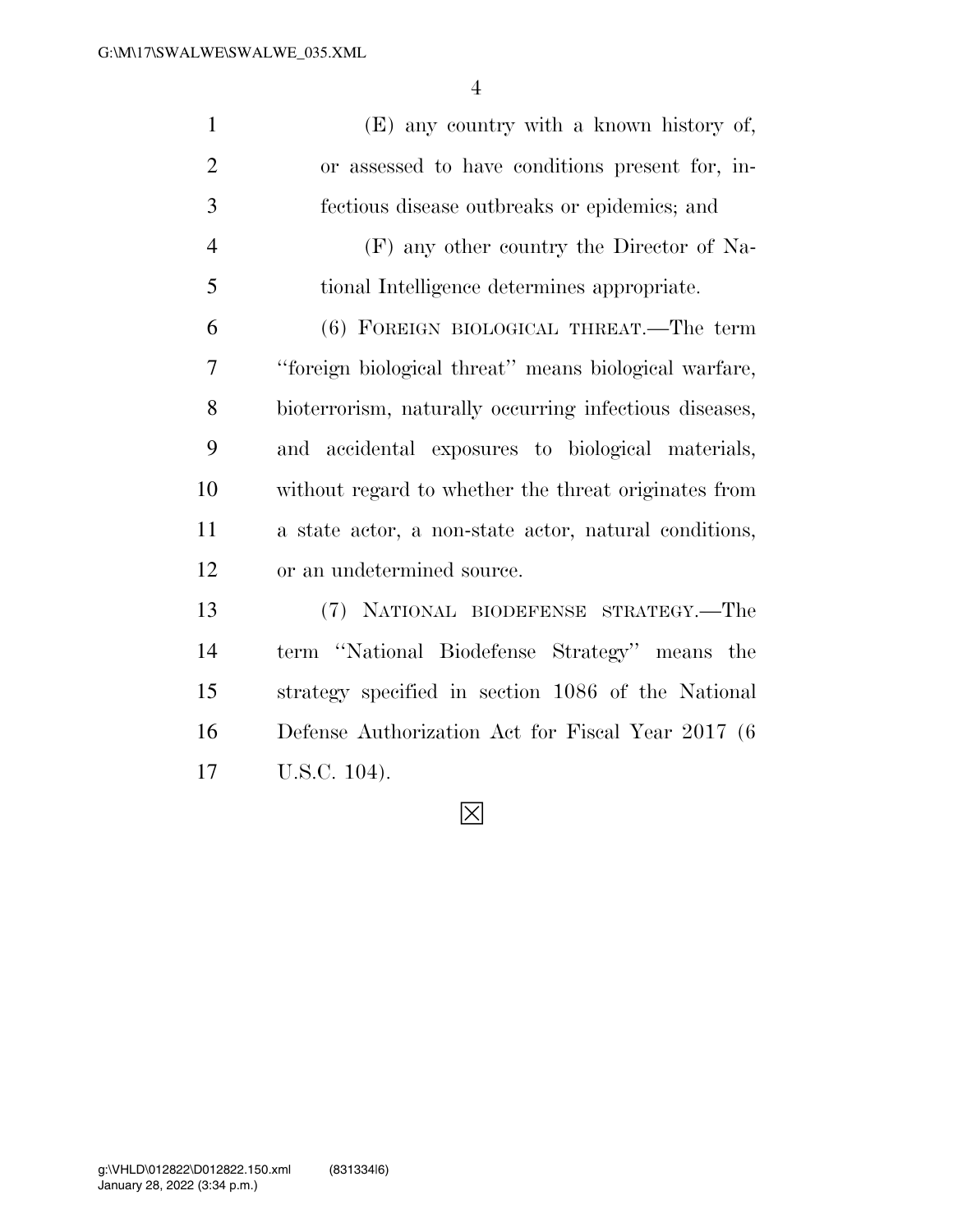(E) any country with a known history of, or assessed to have conditions present for, infectious disease outbreaks or epidemics; and

(F) any other country the Director of National Intelligence determines appropriate.

(6) FOREIGN BIOLOGICAL THREAT.—The term "foreign biological threat" means biological warfare, bioterrorism, naturally occurring infectious diseases, and accidental exposures to biological materials, without regard to whether the threat originates from a state actor, a non-state actor, natural conditions, or an undetermined source.

(7) NATIONAL BIODEFENSE STRATEGY.—The term "National Biodefense Strategy" means the strategy specified in section 1086 of the National Defense Authorization Act for Fiscal Year 2017 (6 U.S.C. 104).

☒